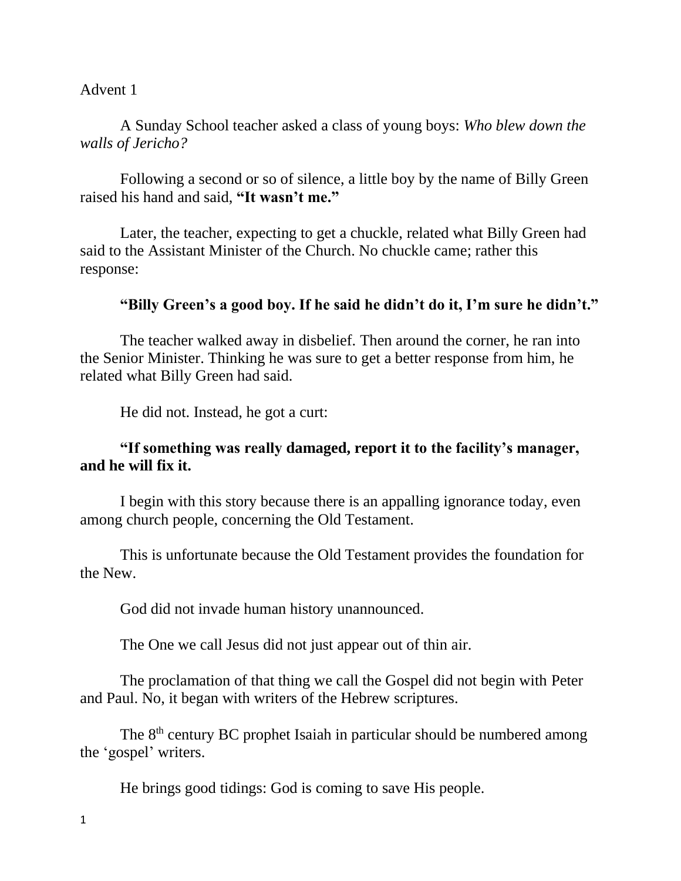Advent 1

A Sunday School teacher asked a class of young boys: *Who blew down the walls of Jericho?*

Following a second or so of silence, a little boy by the name of Billy Green raised his hand and said, **"It wasn't me."**

Later, the teacher, expecting to get a chuckle, related what Billy Green had said to the Assistant Minister of the Church. No chuckle came; rather this response:

**"Billy Green's a good boy. If he said he didn't do it, I'm sure he didn't."**

The teacher walked away in disbelief. Then around the corner, he ran into the Senior Minister. Thinking he was sure to get a better response from him, he related what Billy Green had said.

He did not. Instead, he got a curt:

**"If something was really damaged, report it to the facility's manager, and he will fix it.**

I begin with this story because there is an appalling ignorance today, even among church people, concerning the Old Testament.

This is unfortunate because the Old Testament provides the foundation for the New.

God did not invade human history unannounced.

The One we call Jesus did not just appear out of thin air.

The proclamation of that thing we call the Gospel did not begin with Peter and Paul. No, it began with writers of the Hebrew scriptures.

The 8th century BC prophet Isaiah in particular should be numbered among the 'gospel' writers.

He brings good tidings: God is coming to save His people.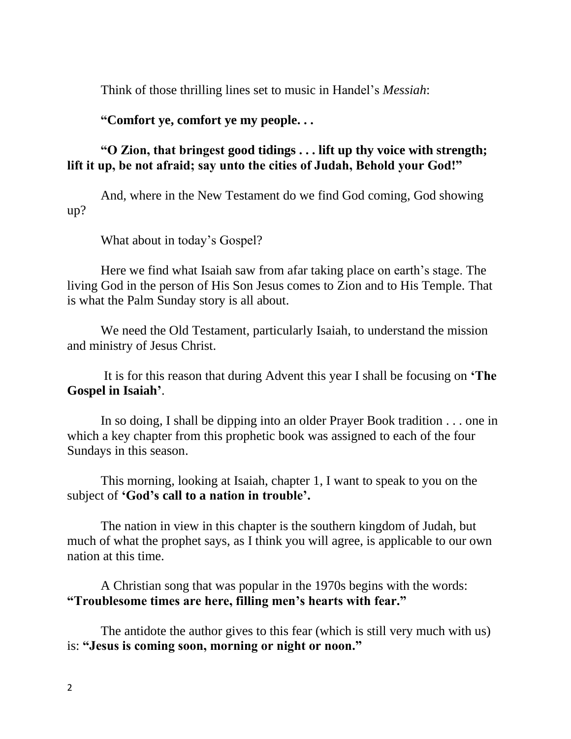Think of those thrilling lines set to music in Handel's *Messiah*:

**"Comfort ye, comfort ye my people. . .**

**"O Zion, that bringest good tidings . . . lift up thy voice with strength; lift it up, be not afraid; say unto the cities of Judah, Behold your God!"**

And, where in the New Testament do we find God coming, God showing up?

What about in today's Gospel?

Here we find what Isaiah saw from afar taking place on earth's stage. The living God in the person of His Son Jesus comes to Zion and to His Temple. That is what the Palm Sunday story is all about.

We need the Old Testament, particularly Isaiah, to understand the mission and ministry of Jesus Christ.

It is for this reason that during Advent this year I shall be focusing on **'The Gospel in Isaiah'**.

In so doing, I shall be dipping into an older Prayer Book tradition . . . one in which a key chapter from this prophetic book was assigned to each of the four Sundays in this season.

This morning, looking at Isaiah, chapter 1, I want to speak to you on the subject of **'God's call to a nation in trouble'.**

The nation in view in this chapter is the southern kingdom of Judah, but much of what the prophet says, as I think you will agree, is applicable to our own nation at this time.

A Christian song that was popular in the 1970s begins with the words: **"Troublesome times are here, filling men's hearts with fear."**

The antidote the author gives to this fear (which is still very much with us) is: **"Jesus is coming soon, morning or night or noon."**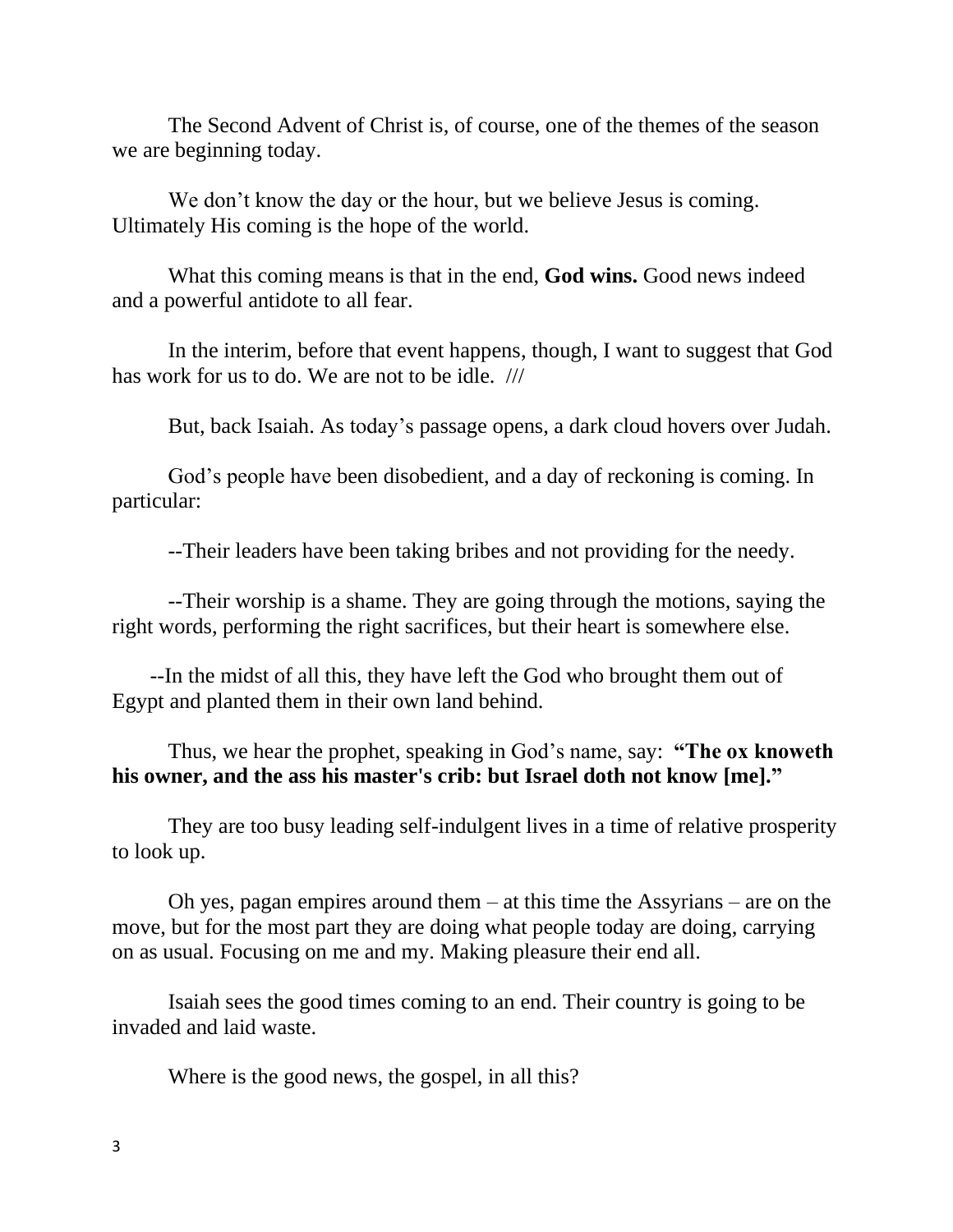The Second Advent of Christ is, of course, one of the themes of the season we are beginning today.

We don't know the day or the hour, but we believe Jesus is coming. Ultimately His coming is the hope of the world.

What this coming means is that in the end, **God wins.** Good news indeed and a powerful antidote to all fear.

In the interim, before that event happens, though, I want to suggest that God has work for us to do. We are not to be idle. ///

But, back Isaiah. As today's passage opens, a dark cloud hovers over Judah.

God's people have been disobedient, and a day of reckoning is coming. In particular:

--Their leaders have been taking bribes and not providing for the needy.

--Their worship is a shame. They are going through the motions, saying the right words, performing the right sacrifices, but their heart is somewhere else.

--In the midst of all this, they have left the God who brought them out of Egypt and planted them in their own land behind.

Thus, we hear the prophet, speaking in God's name, say: **"The ox knoweth his owner, and the ass his master's crib: but Israel doth not know [me]."**

They are too busy leading self-indulgent lives in a time of relative prosperity to look up.

Oh yes, pagan empires around them – at this time the Assyrians – are on the move, but for the most part they are doing what people today are doing, carrying on as usual. Focusing on me and my. Making pleasure their end all.

Isaiah sees the good times coming to an end. Their country is going to be invaded and laid waste.

Where is the good news, the gospel, in all this?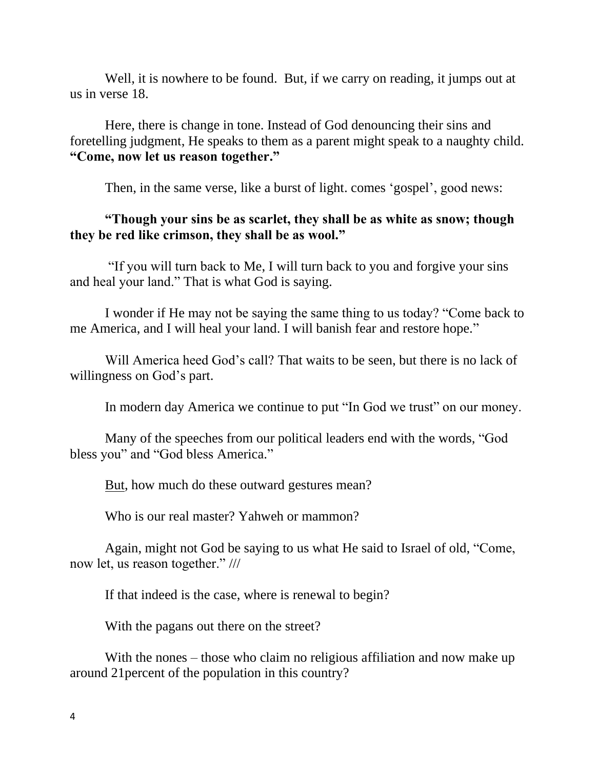Well, it is nowhere to be found. But, if we carry on reading, it jumps out at us in verse 18.

Here, there is change in tone. Instead of God denouncing their sins and foretelling judgment, He speaks to them as a parent might speak to a naughty child. **"Come, now let us reason together."**

Then, in the same verse, like a burst of light. comes 'gospel', good news:

**"Though your sins be as scarlet, they shall be as white as snow; though they be red like crimson, they shall be as wool."**

"If you will turn back to Me, I will turn back to you and forgive your sins and heal your land." That is what God is saying.

I wonder if He may not be saying the same thing to us today? "Come back to me America, and I will heal your land. I will banish fear and restore hope."

Will America heed God's call? That waits to be seen, but there is no lack of willingness on God's part.

In modern day America we continue to put "In God we trust" on our money.

Many of the speeches from our political leaders end with the words, "God bless you" and "God bless America."

<u>But</u>, how much do these outward gestures mean?

Who is our real master? Yahweh or mammon?

Again, might not God be saying to us what He said to Israel of old, "Come, now let, us reason together." ///

If that indeed is the case, where is renewal to begin?

With the pagans out there on the street?

With the nones – those who claim no religious affiliation and now make up around 21percent of the population in this country?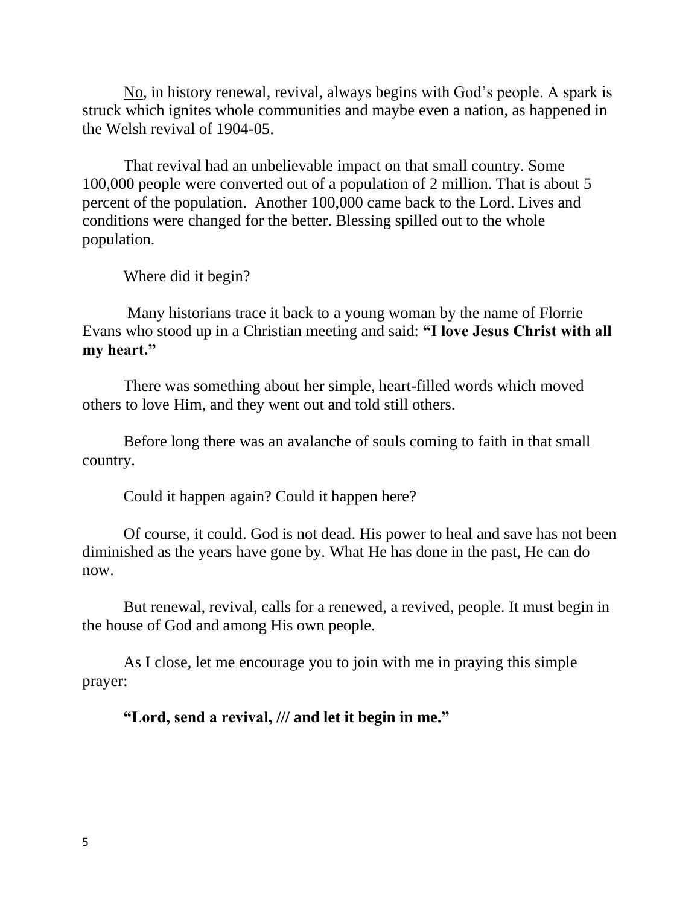<u>No</u>, in history renewal, revival, always begins with God's people. A spark is struck which ignites whole communities and maybe even a nation, as happened in the Welsh revival of 1904-05.

That revival had an unbelievable impact on that small country. Some 100,000 people were converted out of a population of 2 million. That is about 5 percent of the population. Another 100,000 came back to the Lord. Lives and conditions were changed for the better. Blessing spilled out to the whole population.

Where did it begin?

Many historians trace it back to a young woman by the name of Florrie Evans who stood up in a Christian meeting and said: **"I love Jesus Christ with all my heart."**

There was something about her simple, heart-filled words which moved others to love Him, and they went out and told still others.

Before long there was an avalanche of souls coming to faith in that small country.

Could it happen again? Could it happen here?

Of course, it could. God is not dead. His power to heal and save has not been diminished as the years have gone by. What He has done in the past, He can do now.

But renewal, revival, calls for a renewed, a revived, people. It must begin in the house of God and among His own people.

As I close, let me encourage you to join with me in praying this simple prayer:

**"Lord, send a revival, /// and let it begin in me."**